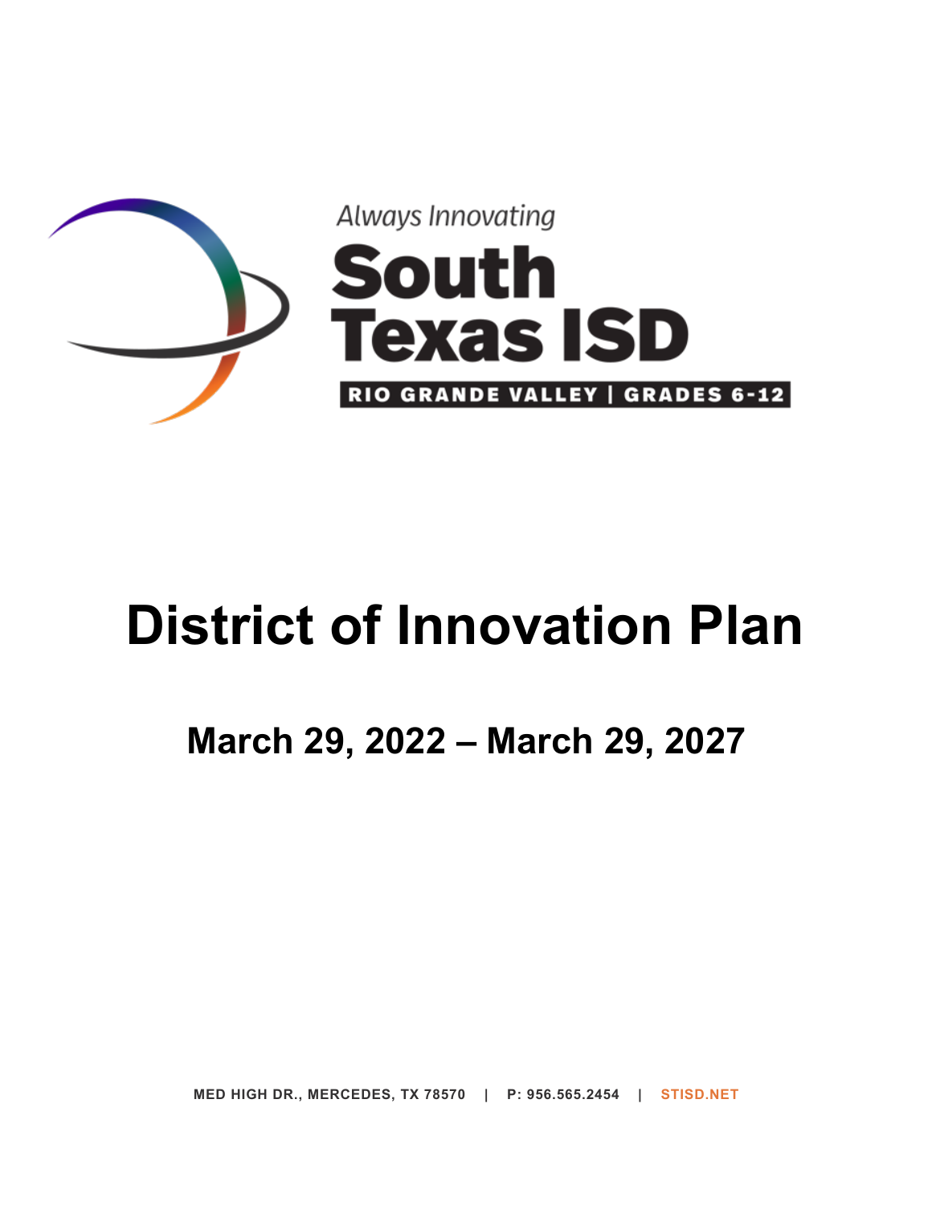Always Innovating

South Texas ISD

RIO GRANDE VALLEY | GRADES 6-12

# District of Innovation Plan

## March 29, 2022 – March 29, 2027

MED HIGH DR., MERCEDES, TX 78570 | P: 956.565.2454 | STISD.NET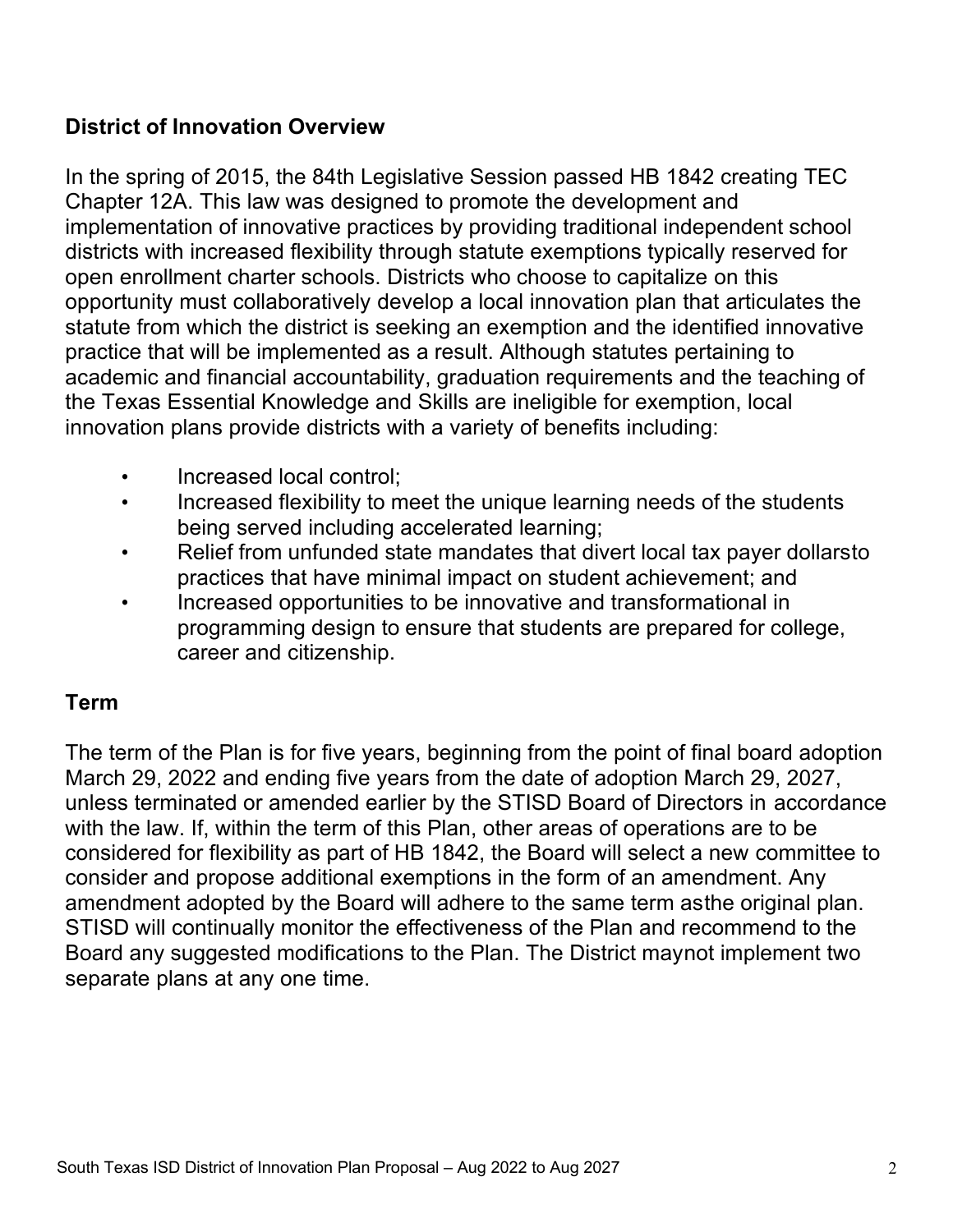## District of Innovation Overview

In the spring of 2015, the 84th Legislative Session passed HB 1842 creating TEC Chapter 12A. This law was designed to promote the development and implementation of innovative practices by providing traditional independent school districts with increased flexibility through statute exemptions typically reserved for open enrollment charter schools. Districts who choose to capitalize on this opportunity must collaboratively develop a local innovation plan that articulates the statute from which the district is seeking an exemption and the identified innovative practice that will be implemented as a result. Although statutes pertaining to academic and financial accountability, graduation requirements and the teaching of the Texas Essential Knowledge and Skills are ineligible for exemption, local innovation plans provide districts with a variety of benefits including:

- Increased local control;
- Increased flexibility to meet the unique learning needs of the students being served including accelerated learning;
- Relief from unfunded state mandates that divert local tax payer dollarsto practices that have minimal impact on student achievement; and
- Increased opportunities to be innovative and transformational in programming design to ensure that students are prepared for college, career and citizenship.

## Term

The term of the Plan is for five years, beginning from the point of final board adoption March 29, 2022 and ending five years from the date of adoption March 29, 2027, unless terminated or amended earlier by the STISD Board of Directors in accordance with the law. If, within the term of this Plan, other areas of operations are to be considered for flexibility as part of HB 1842, the Board will select a new committee to consider and propose additional exemptions in the form of an amendment. Any amendment adopted by the Board will adhere to the same term asthe original plan. STISD will continually monitor the effectiveness of the Plan and recommend to the Board any suggested modifications to the Plan. The District maynot implement two separate plans at any one time.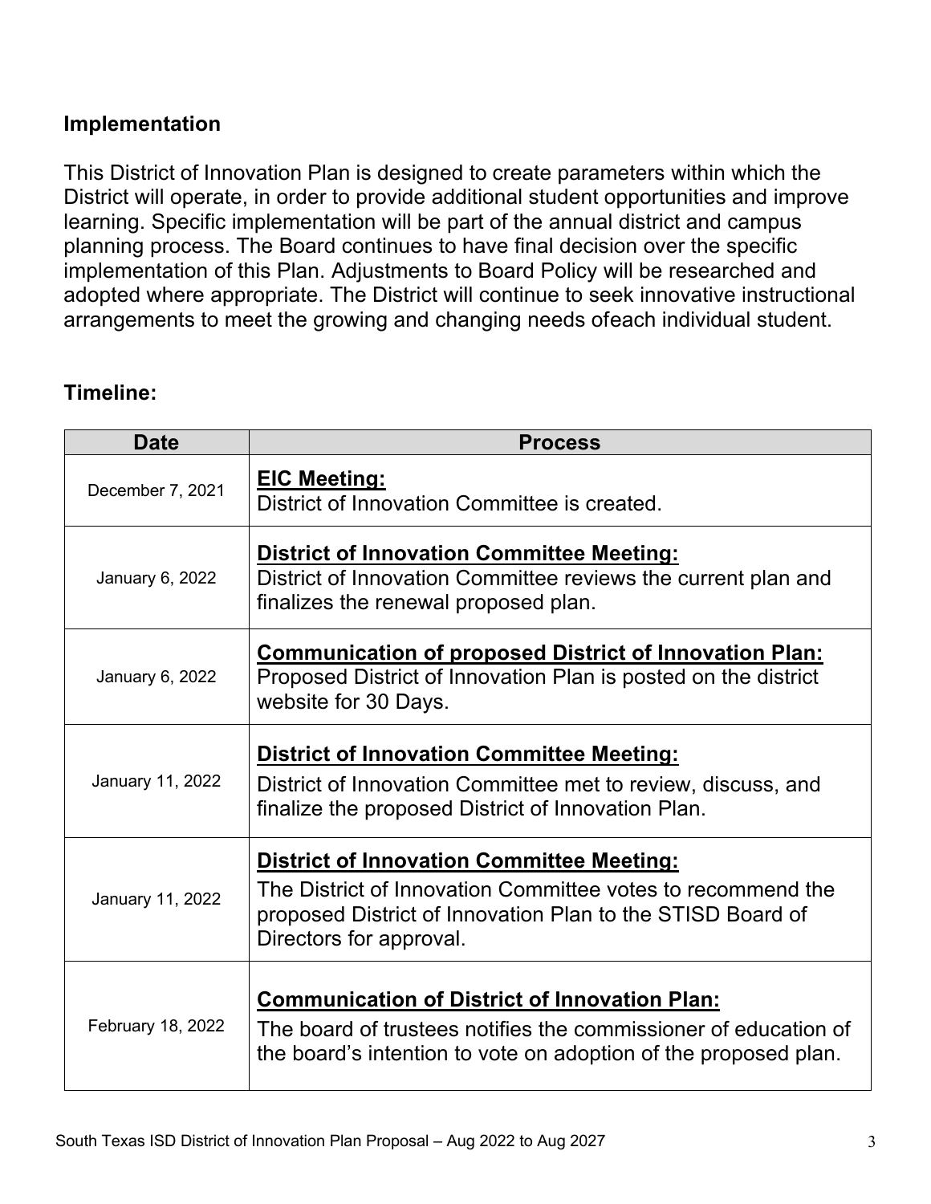## Implementation

This District of Innovation Plan is designed to create parameters within which the District will operate, in order to provide additional student opportunities and improve learning. Specific implementation will be part of the annual district and campus planning process. The Board continues to have final decision over the specific implementation of this Plan. Adjustments to Board Policy will be researched and adopted where appropriate. The District will continue to seek innovative instructional arrangements to meet the growing and changing needs ofeach individual student.

## Timeline:

| Date | Process |
| --- | --- |
| December 7, 2021 | **EIC Meeting:** District of Innovation Committee is created. |
| January 6, 2022 | **District of Innovation Committee Meeting:** District of Innovation Committee reviews the current plan and finalizes the renewal proposed plan. |
| January 6, 2022 | **Communication of proposed District of Innovation Plan:** Proposed District of Innovation Plan is posted on the district website for 30 Days. |
| January 11, 2022 | **District of Innovation Committee Meeting:** District of Innovation Committee met to review, discuss, and finalize the proposed District of Innovation Plan. |
| January 11, 2022 | **District of Innovation Committee Meeting:** The District of Innovation Committee votes to recommend the proposed District of Innovation Plan to the STISD Board of Directors for approval. |
| February 18, 2022 | **Communication of District of Innovation Plan:** The board of trustees notifies the commissioner of education of the board's intention to vote on adoption of the proposed plan. |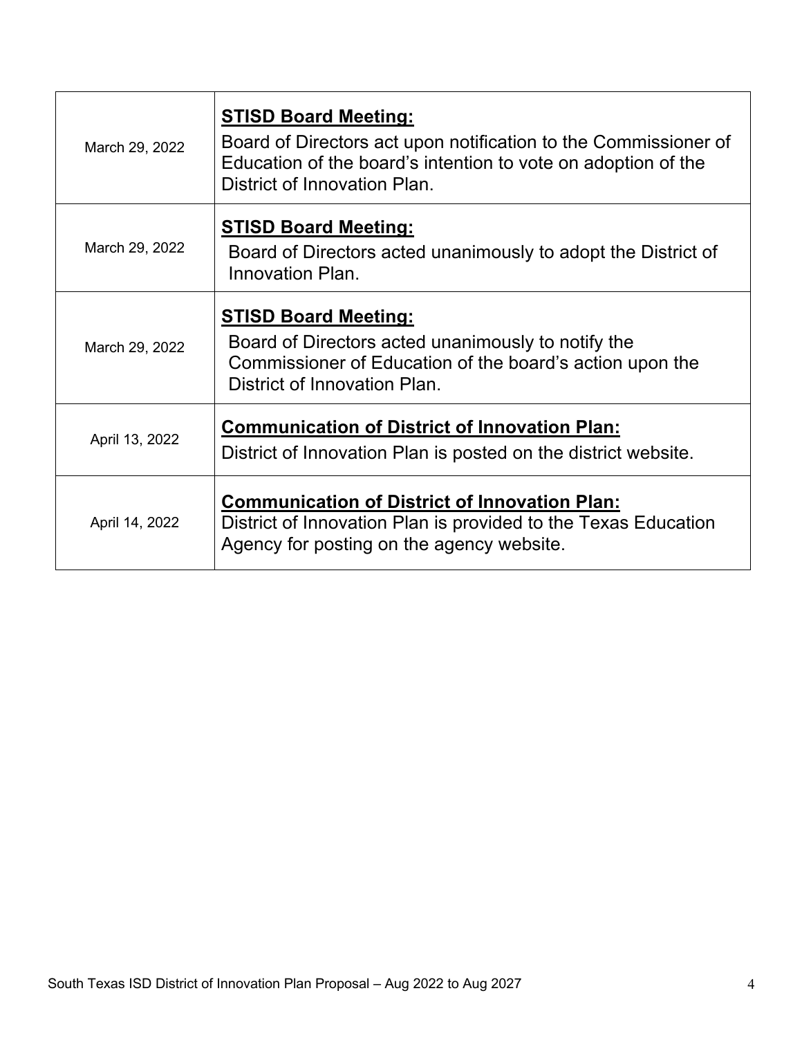| | |
|---|---|
| March 29, 2022 | **STISD Board Meeting:** Board of Directors act upon notification to the Commissioner of Education of the board's intention to vote on adoption of the District of Innovation Plan. |
| March 29, 2022 | **STISD Board Meeting:** Board of Directors acted unanimously to adopt the District of Innovation Plan. |
| March 29, 2022 | **STISD Board Meeting:** Board of Directors acted unanimously to notify the Commissioner of Education of the board's action upon the District of Innovation Plan. |
| April 13, 2022 | **Communication of District of Innovation Plan:** District of Innovation Plan is posted on the district website. |
| April 14, 2022 | **Communication of District of Innovation Plan:** District of Innovation Plan is provided to the Texas Education Agency for posting on the agency website. |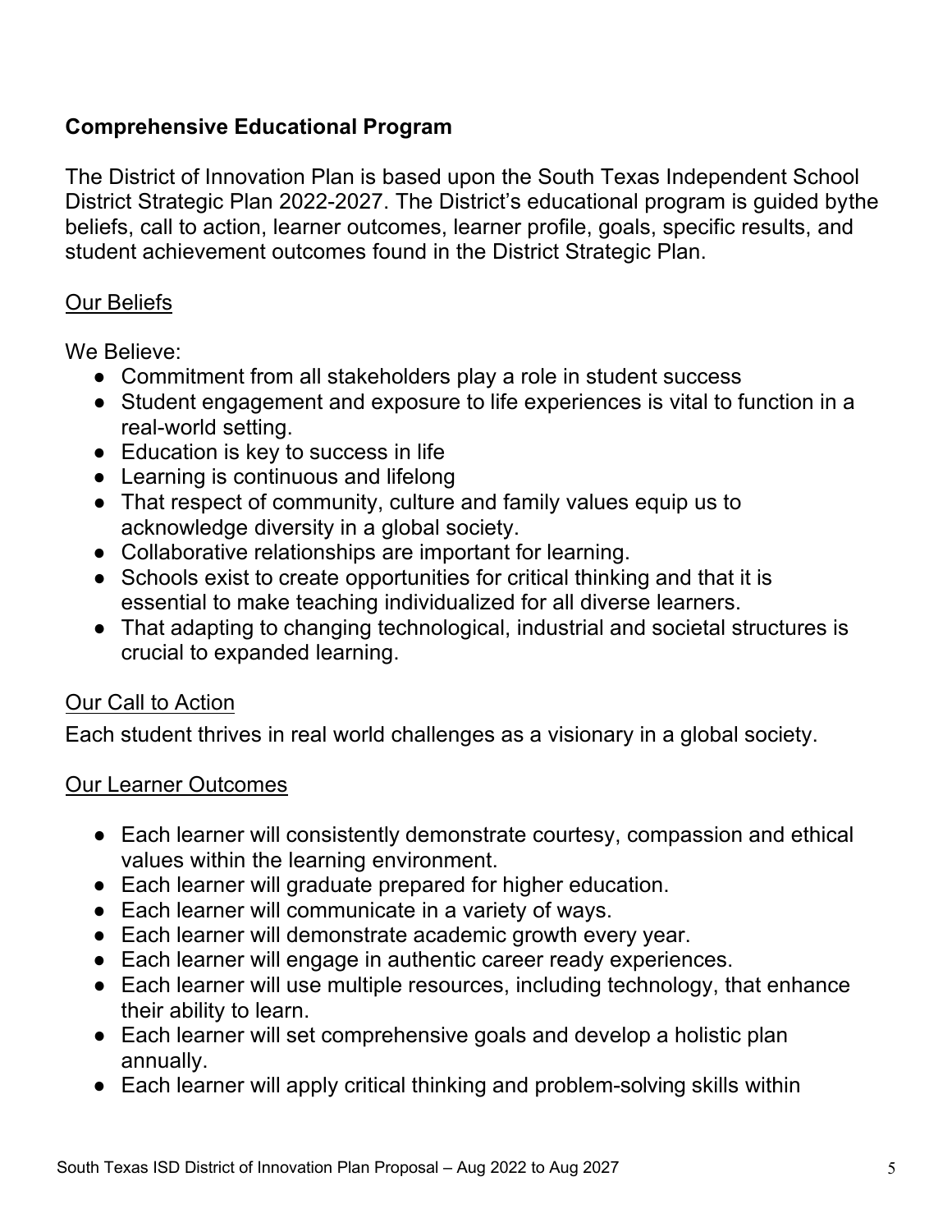**Comprehensive Educational Program**

The District of Innovation Plan is based upon the South Texas Independent School District Strategic Plan 2022-2027. The District's educational program is guided bythe beliefs, call to action, learner outcomes, learner profile, goals, specific results, and student achievement outcomes found in the District Strategic Plan.

<u>Our Beliefs</u>

We Believe:

- Commitment from all stakeholders play a role in student success
- Student engagement and exposure to life experiences is vital to function in a real-world setting.
- Education is key to success in life
- Learning is continuous and lifelong
- That respect of community, culture and family values equip us to acknowledge diversity in a global society.
- Collaborative relationships are important for learning.
- Schools exist to create opportunities for critical thinking and that it is essential to make teaching individualized for all diverse learners.
- That adapting to changing technological, industrial and societal structures is crucial to expanded learning.

<u>Our Call to Action</u>

Each student thrives in real world challenges as a visionary in a global society.

<u>Our Learner Outcomes</u>

- Each learner will consistently demonstrate courtesy, compassion and ethical values within the learning environment.
- Each learner will graduate prepared for higher education.
- Each learner will communicate in a variety of ways.
- Each learner will demonstrate academic growth every year.
- Each learner will engage in authentic career ready experiences.
- Each learner will use multiple resources, including technology, that enhance their ability to learn.
- Each learner will set comprehensive goals and develop a holistic plan annually.
- Each learner will apply critical thinking and problem-solving skills within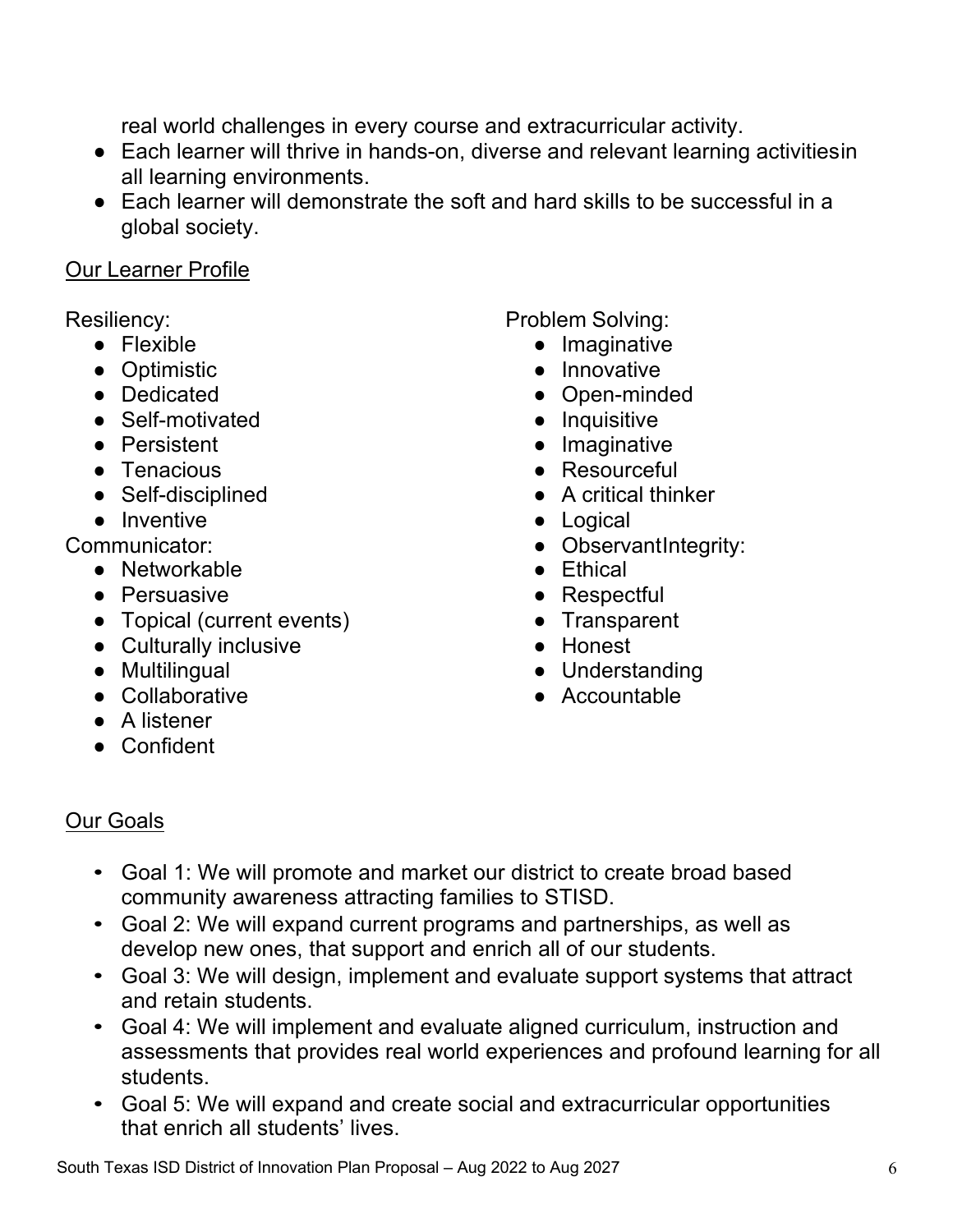real world challenges in every course and extracurricular activity.

- Each learner will thrive in hands-on, diverse and relevant learning activitiesin all learning environments.
- Each learner will demonstrate the soft and hard skills to be successful in a global society.

<u>Our Learner Profile</u>

Resiliency:

- Flexible
- Optimistic
- Dedicated
- Self-motivated
- Persistent
- Tenacious
- Self-disciplined
- Inventive

Communicator:

- Networkable
- Persuasive
- Topical (current events)
- Culturally inclusive
- Multilingual
- Collaborative
- A listener
- Confident

Problem Solving:

- Imaginative
- Innovative
- Open-minded
- Inquisitive
- Imaginative
- Resourceful
- A critical thinker
- Logical
- Observant

Integrity:

- Ethical
- Respectful
- Transparent
- Honest
- Understanding
- Accountable

<u>Our Goals</u>

- Goal 1: We will promote and market our district to create broad based community awareness attracting families to STISD.
- Goal 2: We will expand current programs and partnerships, as well as develop new ones, that support and enrich all of our students.
- Goal 3: We will design, implement and evaluate support systems that attract and retain students.
- Goal 4: We will implement and evaluate aligned curriculum, instruction and assessments that provides real world experiences and profound learning for all students.
- Goal 5: We will expand and create social and extracurricular opportunities that enrich all students' lives.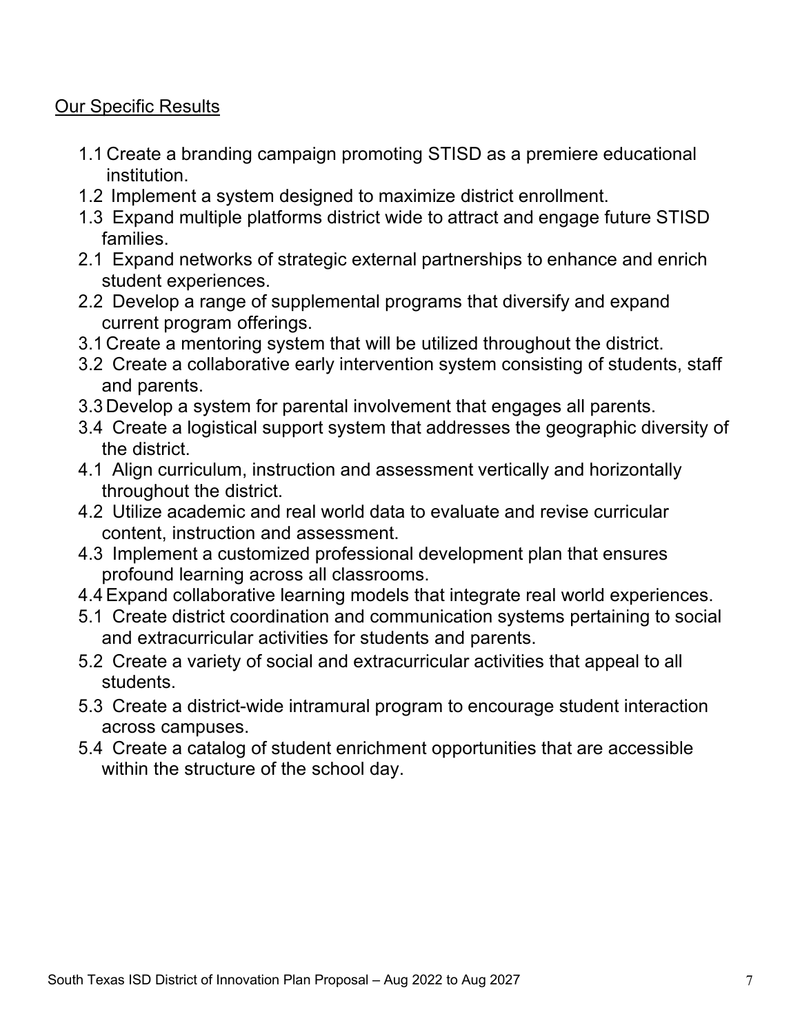Our Specific Results

- 1.1 Create a branding campaign promoting STISD as a premiere educational institution.
- 1.2 Implement a system designed to maximize district enrollment.
- 1.3 Expand multiple platforms district wide to attract and engage future STISD families.
- 2.1 Expand networks of strategic external partnerships to enhance and enrich student experiences.
- 2.2 Develop a range of supplemental programs that diversify and expand current program offerings.
- 3.1 Create a mentoring system that will be utilized throughout the district.
- 3.2 Create a collaborative early intervention system consisting of students, staff and parents.
- 3.3 Develop a system for parental involvement that engages all parents.
- 3.4 Create a logistical support system that addresses the geographic diversity of the district.
- 4.1 Align curriculum, instruction and assessment vertically and horizontally throughout the district.
- 4.2 Utilize academic and real world data to evaluate and revise curricular content, instruction and assessment.
- 4.3 Implement a customized professional development plan that ensures profound learning across all classrooms.
- 4.4 Expand collaborative learning models that integrate real world experiences.
- 5.1 Create district coordination and communication systems pertaining to social and extracurricular activities for students and parents.
- 5.2 Create a variety of social and extracurricular activities that appeal to all students.
- 5.3 Create a district-wide intramural program to encourage student interaction across campuses.
- 5.4 Create a catalog of student enrichment opportunities that are accessible within the structure of the school day.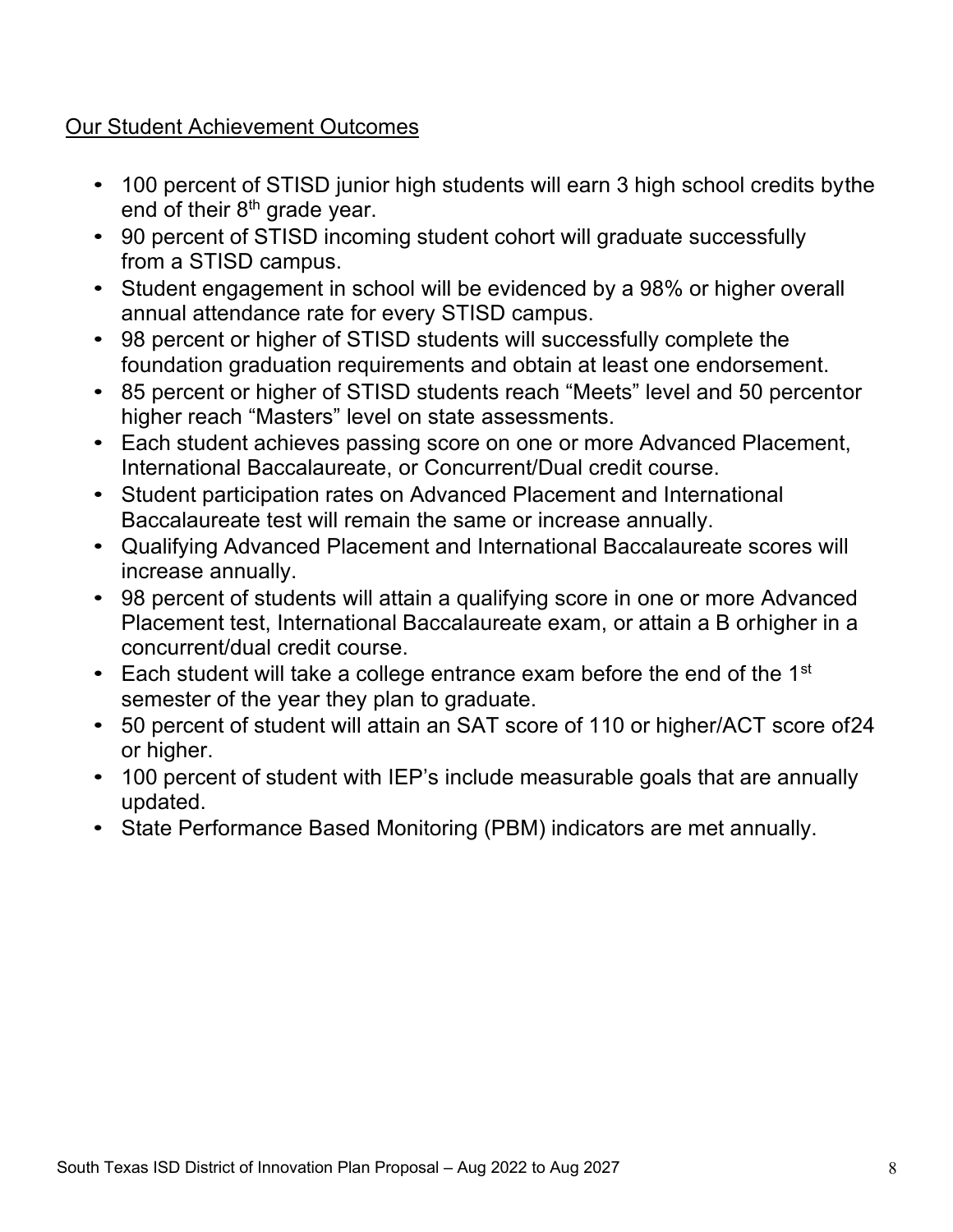Our Student Achievement Outcomes

- 100 percent of STISD junior high students will earn 3 high school credits bythe end of their 8th grade year.
- 90 percent of STISD incoming student cohort will graduate successfully from a STISD campus.
- Student engagement in school will be evidenced by a 98% or higher overall annual attendance rate for every STISD campus.
- 98 percent or higher of STISD students will successfully complete the foundation graduation requirements and obtain at least one endorsement.
- 85 percent or higher of STISD students reach "Meets" level and 50 percentor higher reach "Masters" level on state assessments.
- Each student achieves passing score on one or more Advanced Placement, International Baccalaureate, or Concurrent/Dual credit course.
- Student participation rates on Advanced Placement and International Baccalaureate test will remain the same or increase annually.
- Qualifying Advanced Placement and International Baccalaureate scores will increase annually.
- 98 percent of students will attain a qualifying score in one or more Advanced Placement test, International Baccalaureate exam, or attain a B orhigher in a concurrent/dual credit course.
- Each student will take a college entrance exam before the end of the 1st semester of the year they plan to graduate.
- 50 percent of student will attain an SAT score of 110 or higher/ACT score of24 or higher.
- 100 percent of student with IEP's include measurable goals that are annually updated.
- State Performance Based Monitoring (PBM) indicators are met annually.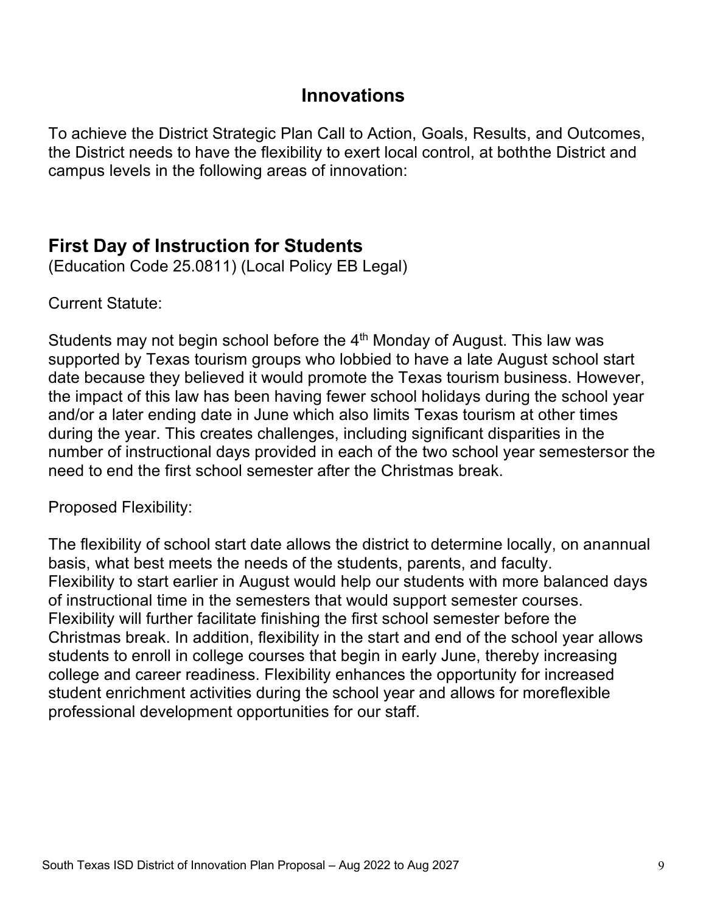## Innovations

To achieve the District Strategic Plan Call to Action, Goals, Results, and Outcomes, the District needs to have the flexibility to exert local control, at boththe District and campus levels in the following areas of innovation:

### First Day of Instruction for Students

(Education Code 25.0811) (Local Policy EB Legal)

Current Statute:

Students may not begin school before the 4th Monday of August. This law was supported by Texas tourism groups who lobbied to have a late August school start date because they believed it would promote the Texas tourism business. However, the impact of this law has been having fewer school holidays during the school year and/or a later ending date in June which also limits Texas tourism at other times during the year. This creates challenges, including significant disparities in the number of instructional days provided in each of the two school year semestersor the need to end the first school semester after the Christmas break.

Proposed Flexibility:

The flexibility of school start date allows the district to determine locally, on anannual basis, what best meets the needs of the students, parents, and faculty. Flexibility to start earlier in August would help our students with more balanced days of instructional time in the semesters that would support semester courses. Flexibility will further facilitate finishing the first school semester before the Christmas break. In addition, flexibility in the start and end of the school year allows students to enroll in college courses that begin in early June, thereby increasing college and career readiness. Flexibility enhances the opportunity for increased student enrichment activities during the school year and allows for moreflexible professional development opportunities for our staff.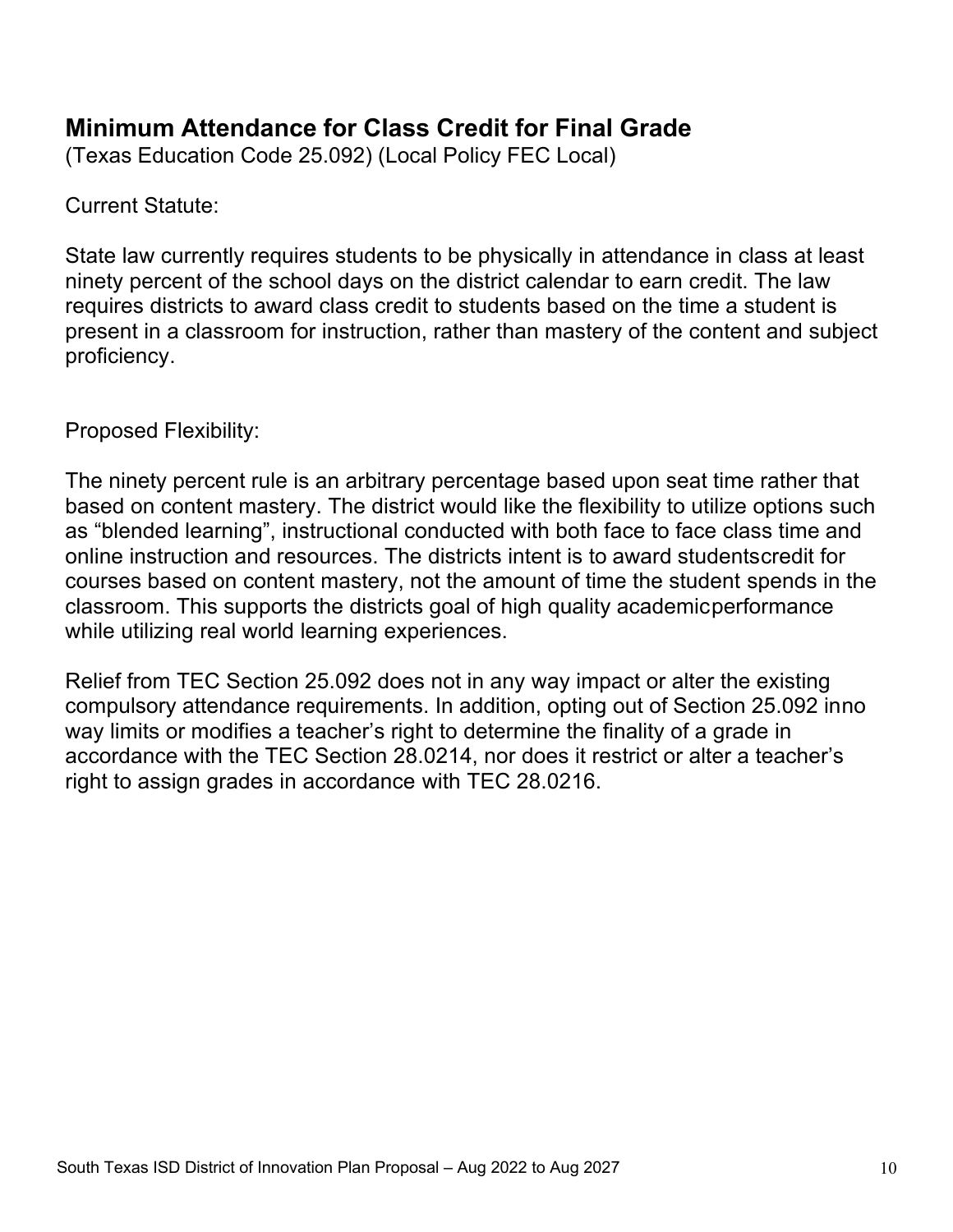## Minimum Attendance for Class Credit for Final Grade

(Texas Education Code 25.092) (Local Policy FEC Local)

Current Statute:

State law currently requires students to be physically in attendance in class at least ninety percent of the school days on the district calendar to earn credit. The law requires districts to award class credit to students based on the time a student is present in a classroom for instruction, rather than mastery of the content and subject proficiency.

Proposed Flexibility:

The ninety percent rule is an arbitrary percentage based upon seat time rather that based on content mastery. The district would like the flexibility to utilize options such as "blended learning", instructional conducted with both face to face class time and online instruction and resources. The districts intent is to award studentscredit for courses based on content mastery, not the amount of time the student spends in the classroom. This supports the districts goal of high quality academicperformance while utilizing real world learning experiences.

Relief from TEC Section 25.092 does not in any way impact or alter the existing compulsory attendance requirements. In addition, opting out of Section 25.092 inno way limits or modifies a teacher's right to determine the finality of a grade in accordance with the TEC Section 28.0214, nor does it restrict or alter a teacher's right to assign grades in accordance with TEC 28.0216.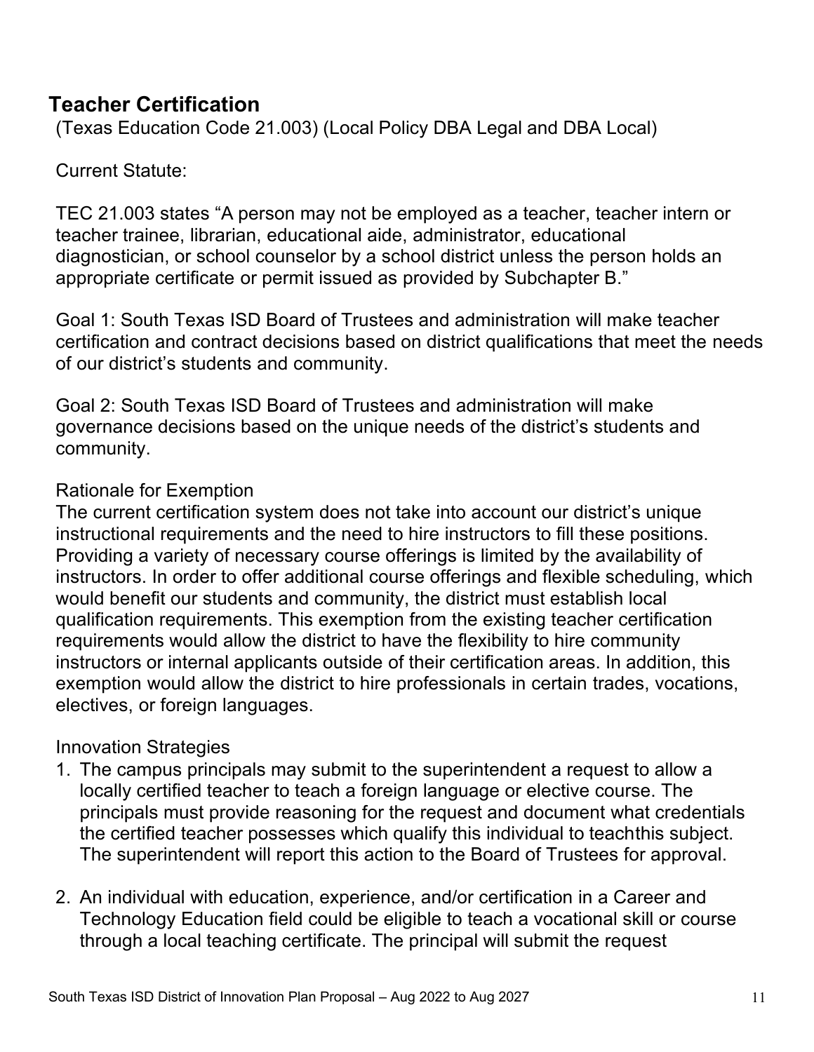## Teacher Certification

(Texas Education Code 21.003) (Local Policy DBA Legal and DBA Local)

Current Statute:

TEC 21.003 states "A person may not be employed as a teacher, teacher intern or teacher trainee, librarian, educational aide, administrator, educational diagnostician, or school counselor by a school district unless the person holds an appropriate certificate or permit issued as provided by Subchapter B."

Goal 1: South Texas ISD Board of Trustees and administration will make teacher certification and contract decisions based on district qualifications that meet the needs of our district's students and community.

Goal 2: South Texas ISD Board of Trustees and administration will make governance decisions based on the unique needs of the district's students and community.

Rationale for Exemption

The current certification system does not take into account our district's unique instructional requirements and the need to hire instructors to fill these positions. Providing a variety of necessary course offerings is limited by the availability of instructors. In order to offer additional course offerings and flexible scheduling, which would benefit our students and community, the district must establish local qualification requirements. This exemption from the existing teacher certification requirements would allow the district to have the flexibility to hire community instructors or internal applicants outside of their certification areas. In addition, this exemption would allow the district to hire professionals in certain trades, vocations, electives, or foreign languages.

Innovation Strategies

1. The campus principals may submit to the superintendent a request to allow a locally certified teacher to teach a foreign language or elective course. The principals must provide reasoning for the request and document what credentials the certified teacher possesses which qualify this individual to teachthis subject. The superintendent will report this action to the Board of Trustees for approval.

2. An individual with education, experience, and/or certification in a Career and Technology Education field could be eligible to teach a vocational skill or course through a local teaching certificate. The principal will submit the request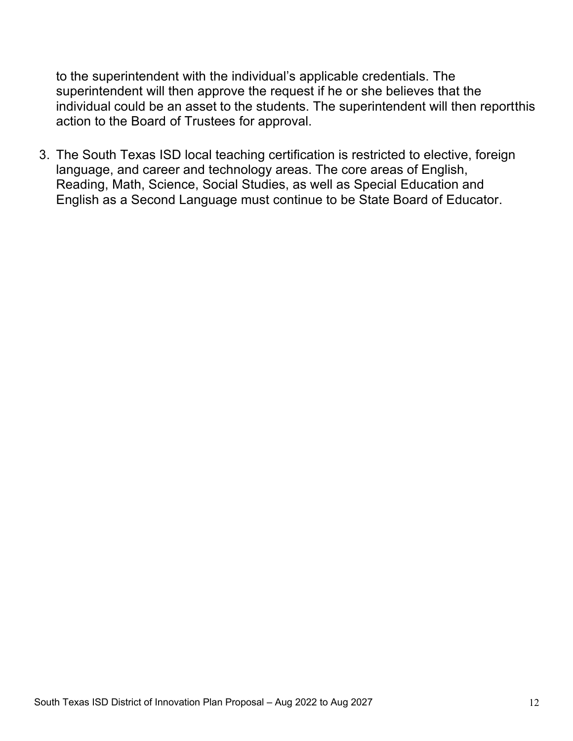to the superintendent with the individual's applicable credentials. The superintendent will then approve the request if he or she believes that the individual could be an asset to the students. The superintendent will then reportthis action to the Board of Trustees for approval.

3. The South Texas ISD local teaching certification is restricted to elective, foreign language, and career and technology areas. The core areas of English, Reading, Math, Science, Social Studies, as well as Special Education and English as a Second Language must continue to be State Board of Educator.